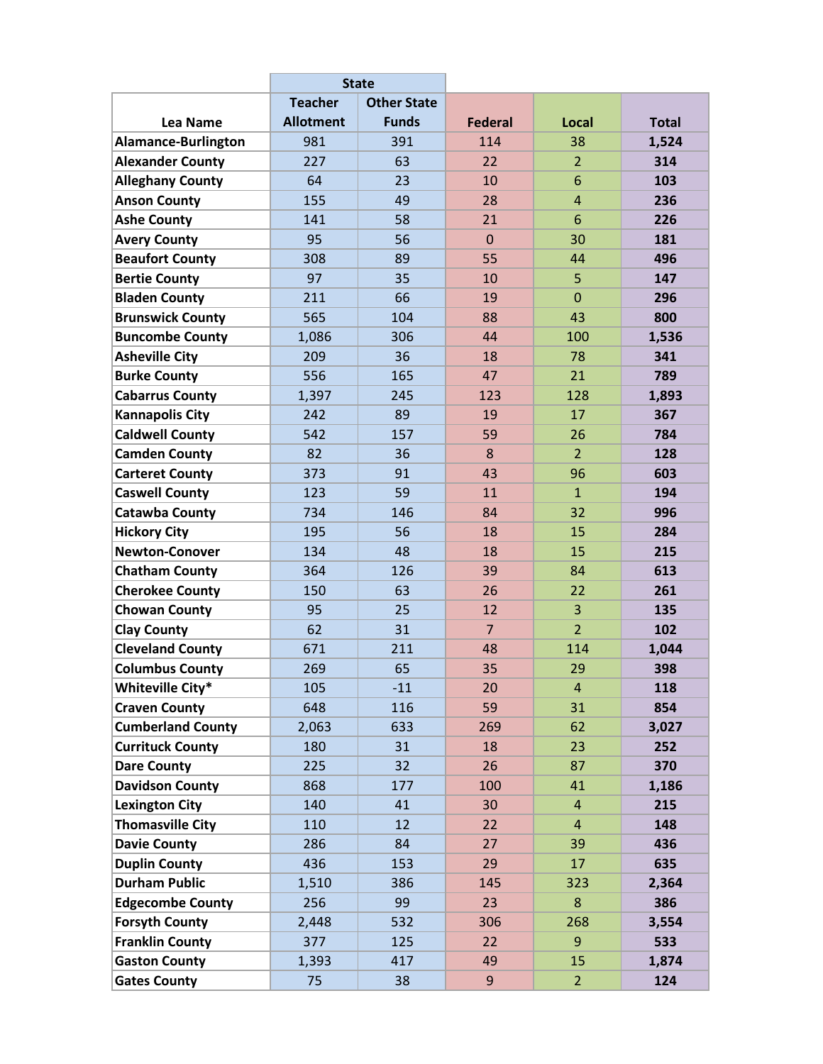| Lea Name | State | | Federal | Local | Total |
|---|---|---|---|---|---|
| | Teacher Allotment | Other State Funds | | | |
| Alamance-Burlington | 981 | 391 | 114 | 38 | **1,524** |
| Alexander County | 227 | 63 | 22 | 2 | **314** |
| Alleghany County | 64 | 23 | 10 | 6 | **103** |
| Anson County | 155 | 49 | 28 | 4 | **236** |
| Ashe County | 141 | 58 | 21 | 6 | **226** |
| Avery County | 95 | 56 | 0 | 30 | **181** |
| Beaufort County | 308 | 89 | 55 | 44 | **496** |
| Bertie County | 97 | 35 | 10 | 5 | **147** |
| Bladen County | 211 | 66 | 19 | 0 | **296** |
| Brunswick County | 565 | 104 | 88 | 43 | **800** |
| Buncombe County | 1,086 | 306 | 44 | 100 | **1,536** |
| Asheville City | 209 | 36 | 18 | 78 | **341** |
| Burke County | 556 | 165 | 47 | 21 | **789** |
| Cabarrus County | 1,397 | 245 | 123 | 128 | **1,893** |
| Kannapolis City | 242 | 89 | 19 | 17 | **367** |
| Caldwell County | 542 | 157 | 59 | 26 | **784** |
| Camden County | 82 | 36 | 8 | 2 | **128** |
| Carteret County | 373 | 91 | 43 | 96 | **603** |
| Caswell County | 123 | 59 | 11 | 1 | **194** |
| Catawba County | 734 | 146 | 84 | 32 | **996** |
| Hickory City | 195 | 56 | 18 | 15 | **284** |
| Newton-Conover | 134 | 48 | 18 | 15 | **215** |
| Chatham County | 364 | 126 | 39 | 84 | **613** |
| Cherokee County | 150 | 63 | 26 | 22 | **261** |
| Chowan County | 95 | 25 | 12 | 3 | **135** |
| Clay County | 62 | 31 | 7 | 2 | **102** |
| Cleveland County | 671 | 211 | 48 | 114 | **1,044** |
| Columbus County | 269 | 65 | 35 | 29 | **398** |
| Whiteville City* | 105 | -11 | 20 | 4 | **118** |
| Craven County | 648 | 116 | 59 | 31 | **854** |
| Cumberland County | 2,063 | 633 | 269 | 62 | **3,027** |
| Currituck County | 180 | 31 | 18 | 23 | **252** |
| Dare County | 225 | 32 | 26 | 87 | **370** |
| Davidson County | 868 | 177 | 100 | 41 | **1,186** |
| Lexington City | 140 | 41 | 30 | 4 | **215** |
| Thomasville City | 110 | 12 | 22 | 4 | **148** |
| Davie County | 286 | 84 | 27 | 39 | **436** |
| Duplin County | 436 | 153 | 29 | 17 | **635** |
| Durham Public | 1,510 | 386 | 145 | 323 | **2,364** |
| Edgecombe County | 256 | 99 | 23 | 8 | **386** |
| Forsyth County | 2,448 | 532 | 306 | 268 | **3,554** |
| Franklin County | 377 | 125 | 22 | 9 | **533** |
| Gaston County | 1,393 | 417 | 49 | 15 | **1,874** |
| Gates County | 75 | 38 | 9 | 2 | **124** |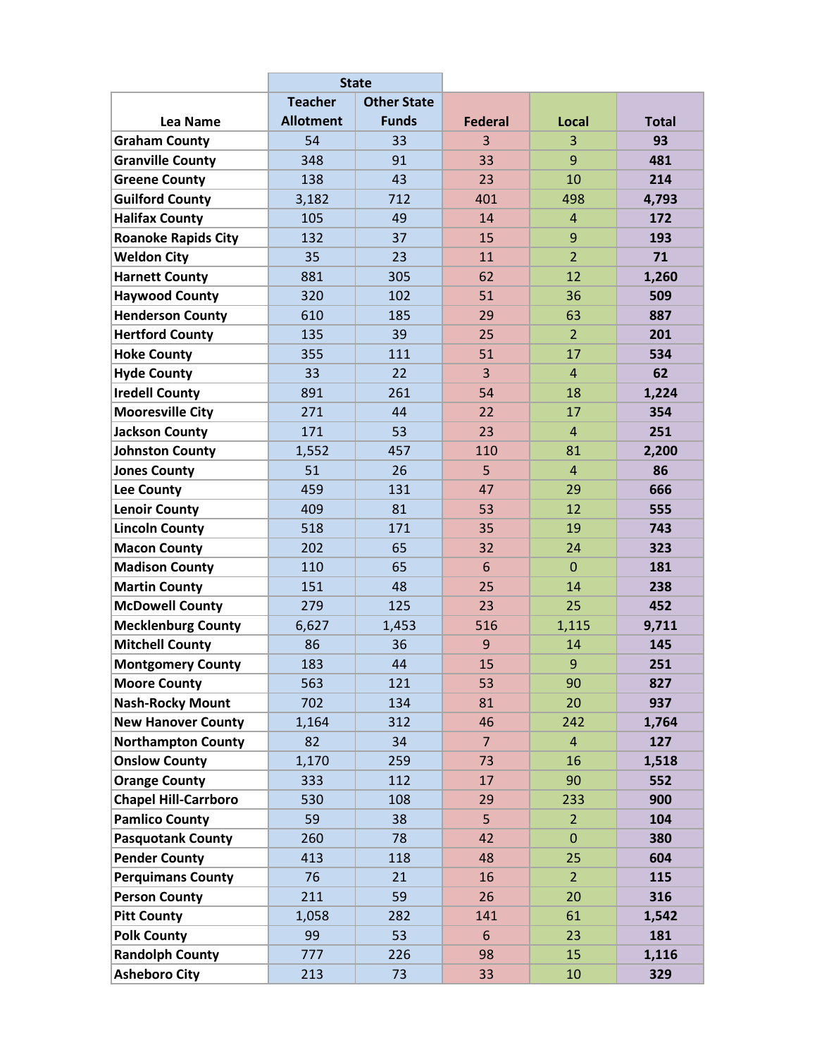| Lea Name | State | | Federal | Local | Total |
|---|---|---|---|---|---|
| | Teacher Allotment | Other State Funds | | | |
| Graham County | 54 | 33 | 3 | 3 | **93** |
| Granville County | 348 | 91 | 33 | 9 | **481** |
| Greene County | 138 | 43 | 23 | 10 | **214** |
| Guilford County | 3,182 | 712 | 401 | 498 | **4,793** |
| Halifax County | 105 | 49 | 14 | 4 | **172** |
| Roanoke Rapids City | 132 | 37 | 15 | 9 | **193** |
| Weldon City | 35 | 23 | 11 | 2 | **71** |
| Harnett County | 881 | 305 | 62 | 12 | **1,260** |
| Haywood County | 320 | 102 | 51 | 36 | **509** |
| Henderson County | 610 | 185 | 29 | 63 | **887** |
| Hertford County | 135 | 39 | 25 | 2 | **201** |
| Hoke County | 355 | 111 | 51 | 17 | **534** |
| Hyde County | 33 | 22 | 3 | 4 | **62** |
| Iredell County | 891 | 261 | 54 | 18 | **1,224** |
| Mooresville City | 271 | 44 | 22 | 17 | **354** |
| Jackson County | 171 | 53 | 23 | 4 | **251** |
| Johnston County | 1,552 | 457 | 110 | 81 | **2,200** |
| Jones County | 51 | 26 | 5 | 4 | **86** |
| Lee County | 459 | 131 | 47 | 29 | **666** |
| Lenoir County | 409 | 81 | 53 | 12 | **555** |
| Lincoln County | 518 | 171 | 35 | 19 | **743** |
| Macon County | 202 | 65 | 32 | 24 | **323** |
| Madison County | 110 | 65 | 6 | 0 | **181** |
| Martin County | 151 | 48 | 25 | 14 | **238** |
| McDowell County | 279 | 125 | 23 | 25 | **452** |
| Mecklenburg County | 6,627 | 1,453 | 516 | 1,115 | **9,711** |
| Mitchell County | 86 | 36 | 9 | 14 | **145** |
| Montgomery County | 183 | 44 | 15 | 9 | **251** |
| Moore County | 563 | 121 | 53 | 90 | **827** |
| Nash-Rocky Mount | 702 | 134 | 81 | 20 | **937** |
| New Hanover County | 1,164 | 312 | 46 | 242 | **1,764** |
| Northampton County | 82 | 34 | 7 | 4 | **127** |
| Onslow County | 1,170 | 259 | 73 | 16 | **1,518** |
| Orange County | 333 | 112 | 17 | 90 | **552** |
| Chapel Hill-Carrboro | 530 | 108 | 29 | 233 | **900** |
| Pamlico County | 59 | 38 | 5 | 2 | **104** |
| Pasquotank County | 260 | 78 | 42 | 0 | **380** |
| Pender County | 413 | 118 | 48 | 25 | **604** |
| Perquimans County | 76 | 21 | 16 | 2 | **115** |
| Person County | 211 | 59 | 26 | 20 | **316** |
| Pitt County | 1,058 | 282 | 141 | 61 | **1,542** |
| Polk County | 99 | 53 | 6 | 23 | **181** |
| Randolph County | 777 | 226 | 98 | 15 | **1,116** |
| Asheboro City | 213 | 73 | 33 | 10 | **329** |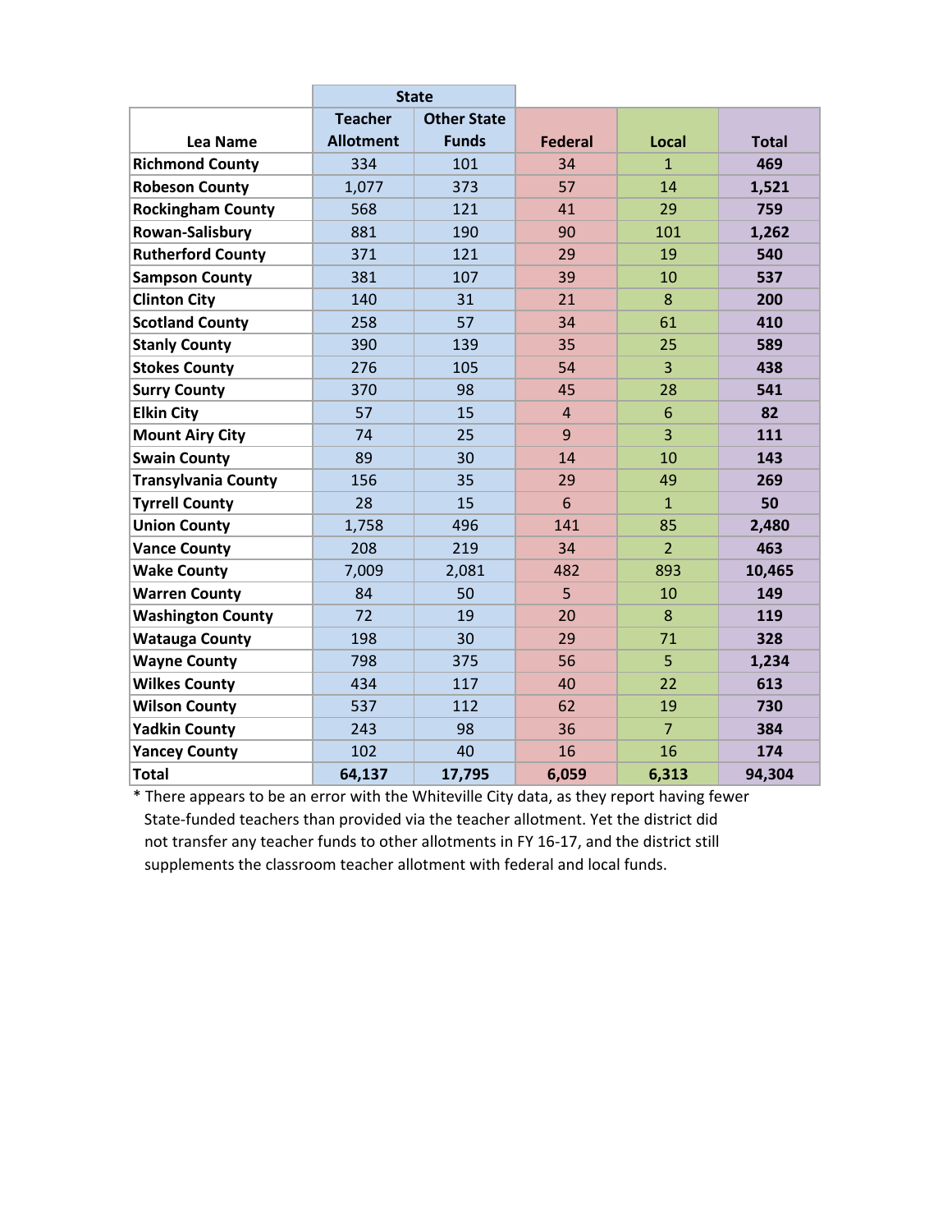| Lea Name | State | | Federal | Local | Total |
|---|---|---|---|---|---|
| | Teacher Allotment | Other State Funds | | | |
| Richmond County | 334 | 101 | 34 | 1 | 469 |
| Robeson County | 1,077 | 373 | 57 | 14 | 1,521 |
| Rockingham County | 568 | 121 | 41 | 29 | 759 |
| Rowan-Salisbury | 881 | 190 | 90 | 101 | 1,262 |
| Rutherford County | 371 | 121 | 29 | 19 | 540 |
| Sampson County | 381 | 107 | 39 | 10 | 537 |
| Clinton City | 140 | 31 | 21 | 8 | 200 |
| Scotland County | 258 | 57 | 34 | 61 | 410 |
| Stanly County | 390 | 139 | 35 | 25 | 589 |
| Stokes County | 276 | 105 | 54 | 3 | 438 |
| Surry County | 370 | 98 | 45 | 28 | 541 |
| Elkin City | 57 | 15 | 4 | 6 | 82 |
| Mount Airy City | 74 | 25 | 9 | 3 | 111 |
| Swain County | 89 | 30 | 14 | 10 | 143 |
| Transylvania County | 156 | 35 | 29 | 49 | 269 |
| Tyrrell County | 28 | 15 | 6 | 1 | 50 |
| Union County | 1,758 | 496 | 141 | 85 | 2,480 |
| Vance County | 208 | 219 | 34 | 2 | 463 |
| Wake County | 7,009 | 2,081 | 482 | 893 | 10,465 |
| Warren County | 84 | 50 | 5 | 10 | 149 |
| Washington County | 72 | 19 | 20 | 8 | 119 |
| Watauga County | 198 | 30 | 29 | 71 | 328 |
| Wayne County | 798 | 375 | 56 | 5 | 1,234 |
| Wilkes County | 434 | 117 | 40 | 22 | 613 |
| Wilson County | 537 | 112 | 62 | 19 | 730 |
| Yadkin County | 243 | 98 | 36 | 7 | 384 |
| Yancey County | 102 | 40 | 16 | 16 | 174 |
| **Total** | **64,137** | **17,795** | **6,059** | **6,313** | **94,304** |

* There appears to be an error with the Whiteville City data, as they report having fewer State-funded teachers than provided via the teacher allotment. Yet the district did not transfer any teacher funds to other allotments in FY 16-17, and the district still supplements the classroom teacher allotment with federal and local funds.